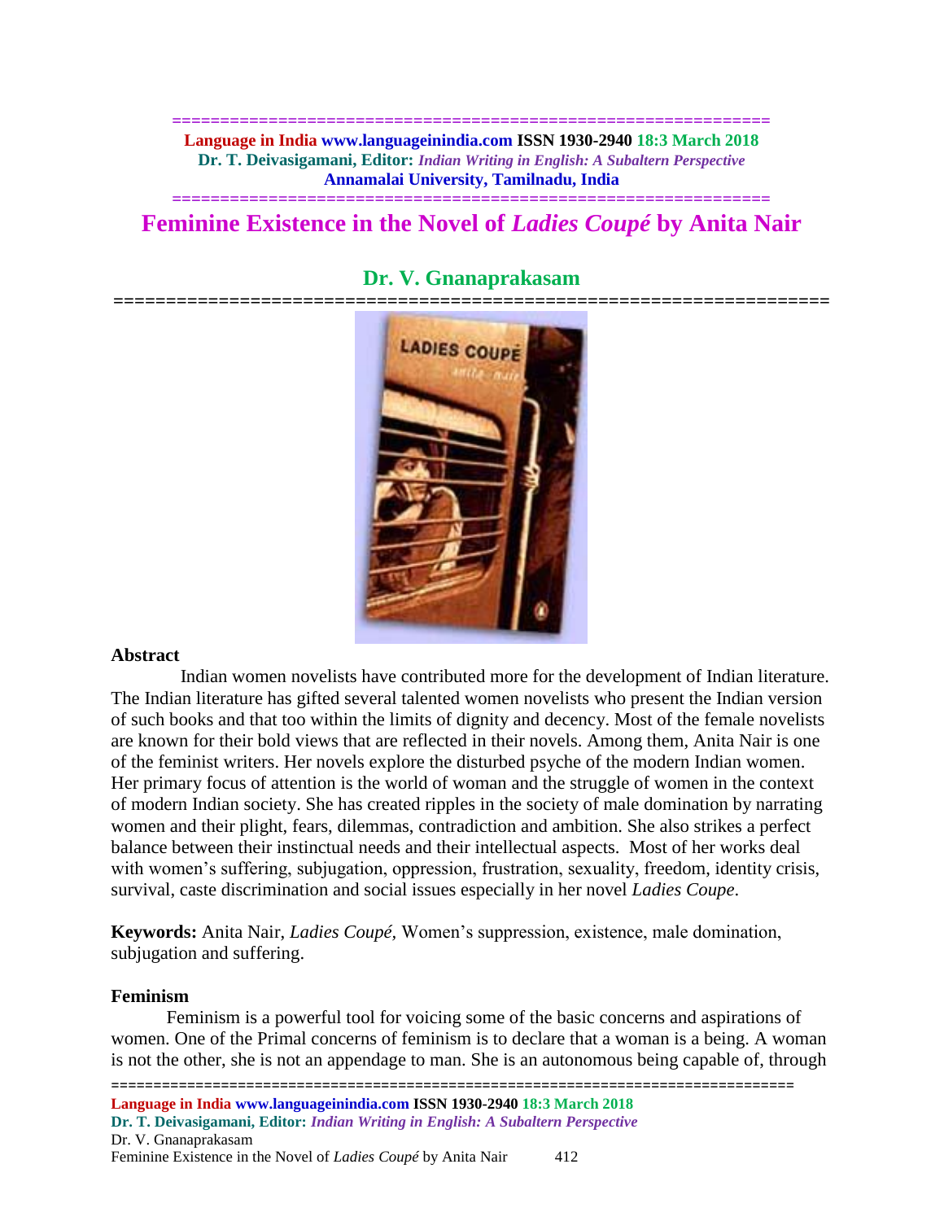# Feminine Existence in the Novel of *Ladies Coupé* by Anita Nair

## Dr. V. Gnanaprakasam

### Abstract

Indian women novelists have contributed more for the development of Indian literature. The Indian literature has gifted several talented women novelists who present the Indian version of such books and that too within the limits of dignity and decency. Most of the female novelists are known for their bold views that are reflected in their novels. Among them, Anita Nair is one of the feminist writers. Her novels explore the disturbed psyche of the modern Indian women. Her primary focus of attention is the world of woman and the struggle of women in the context of modern Indian society. She has created ripples in the society of male domination by narrating women and their plight, fears, dilemmas, contradiction and ambition. She also strikes a perfect balance between their instinctual needs and their intellectual aspects. Most of her works deal with women's suffering, subjugation, oppression, frustration, sexuality, freedom, identity crisis, survival, caste discrimination and social issues especially in her novel *Ladies Coupe*.

**Keywords:** Anita Nair, *Ladies Coupé,* Women's suppression, existence, male domination, subjugation and suffering.

### Feminism

Feminism is a powerful tool for voicing some of the basic concerns and aspirations of women. One of the Primal concerns of feminism is to declare that a woman is a being. A woman is not the other, she is not an appendage to man. She is an autonomous being capable of, through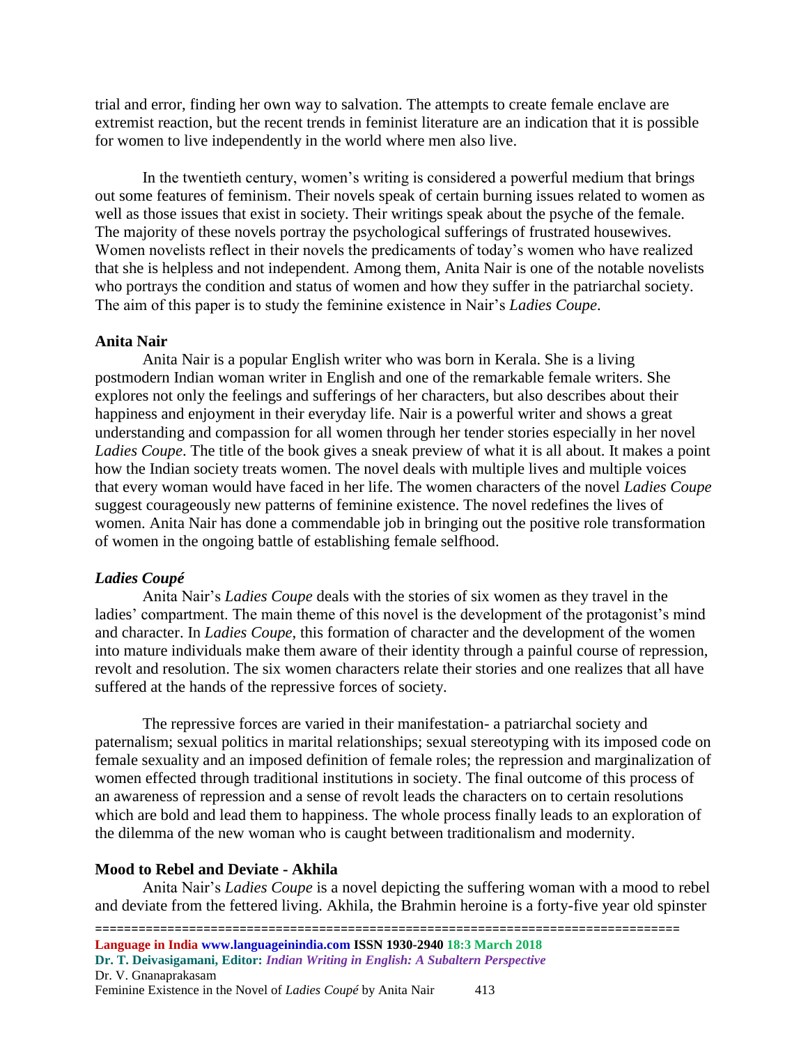trial and error, finding her own way to salvation. The attempts to create female enclave are extremist reaction, but the recent trends in feminist literature are an indication that it is possible for women to live independently in the world where men also live.

In the twentieth century, women's writing is considered a powerful medium that brings out some features of feminism. Their novels speak of certain burning issues related to women as well as those issues that exist in society. Their writings speak about the psyche of the female. The majority of these novels portray the psychological sufferings of frustrated housewives. Women novelists reflect in their novels the predicaments of today's women who have realized that she is helpless and not independent. Among them, Anita Nair is one of the notable novelists who portrays the condition and status of women and how they suffer in the patriarchal society. The aim of this paper is to study the feminine existence in Nair's *Ladies Coupe*.

**Anita Nair**

Anita Nair is a popular English writer who was born in Kerala. She is a living postmodern Indian woman writer in English and one of the remarkable female writers. She explores not only the feelings and sufferings of her characters, but also describes about their happiness and enjoyment in their everyday life. Nair is a powerful writer and shows a great understanding and compassion for all women through her tender stories especially in her novel *Ladies Coupe*. The title of the book gives a sneak preview of what it is all about. It makes a point how the Indian society treats women. The novel deals with multiple lives and multiple voices that every woman would have faced in her life. The women characters of the novel *Ladies Coupe* suggest courageously new patterns of feminine existence. The novel redefines the lives of women. Anita Nair has done a commendable job in bringing out the positive role transformation of women in the ongoing battle of establishing female selfhood.

***Ladies Coupé***

Anita Nair's *Ladies Coupe* deals with the stories of six women as they travel in the ladies' compartment. The main theme of this novel is the development of the protagonist's mind and character. In *Ladies Coupe,* this formation of character and the development of the women into mature individuals make them aware of their identity through a painful course of repression, revolt and resolution. The six women characters relate their stories and one realizes that all have suffered at the hands of the repressive forces of society.

The repressive forces are varied in their manifestation- a patriarchal society and paternalism; sexual politics in marital relationships; sexual stereotyping with its imposed code on female sexuality and an imposed definition of female roles; the repression and marginalization of women effected through traditional institutions in society. The final outcome of this process of an awareness of repression and a sense of revolt leads the characters on to certain resolutions which are bold and lead them to happiness. The whole process finally leads to an exploration of the dilemma of the new woman who is caught between traditionalism and modernity.

**Mood to Rebel and Deviate - Akhila**

Anita Nair's *Ladies Coupe* is a novel depicting the suffering woman with a mood to rebel and deviate from the fettered living. Akhila, the Brahmin heroine is a forty-five year old spinster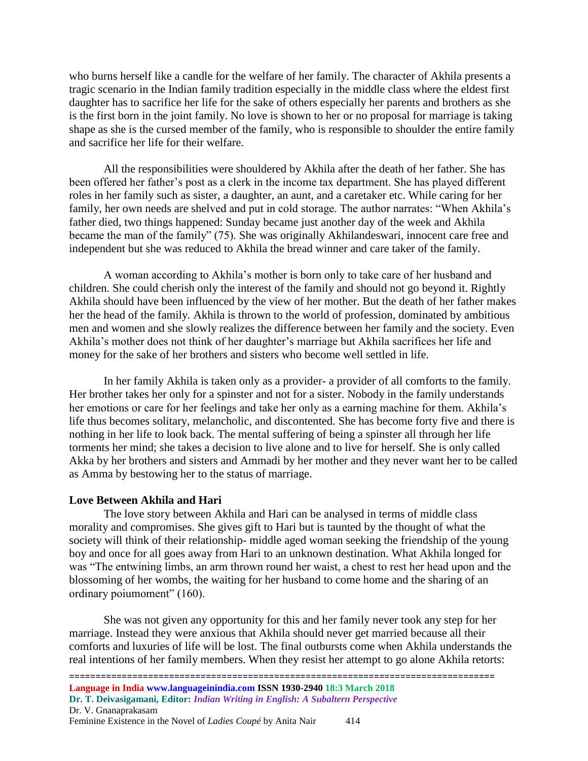who burns herself like a candle for the welfare of her family. The character of Akhila presents a tragic scenario in the Indian family tradition especially in the middle class where the eldest first daughter has to sacrifice her life for the sake of others especially her parents and brothers as she is the first born in the joint family. No love is shown to her or no proposal for marriage is taking shape as she is the cursed member of the family, who is responsible to shoulder the entire family and sacrifice her life for their welfare.

All the responsibilities were shouldered by Akhila after the death of her father. She has been offered her father's post as a clerk in the income tax department. She has played different roles in her family such as sister, a daughter, an aunt, and a caretaker etc. While caring for her family, her own needs are shelved and put in cold storage. The author narrates: "When Akhila's father died, two things happened: Sunday became just another day of the week and Akhila became the man of the family" (75). She was originally Akhilandeswari, innocent care free and independent but she was reduced to Akhila the bread winner and care taker of the family.

A woman according to Akhila's mother is born only to take care of her husband and children. She could cherish only the interest of the family and should not go beyond it. Rightly Akhila should have been influenced by the view of her mother. But the death of her father makes her the head of the family. Akhila is thrown to the world of profession, dominated by ambitious men and women and she slowly realizes the difference between her family and the society. Even Akhila's mother does not think of her daughter's marriage but Akhila sacrifices her life and money for the sake of her brothers and sisters who become well settled in life.

In her family Akhila is taken only as a provider- a provider of all comforts to the family. Her brother takes her only for a spinster and not for a sister. Nobody in the family understands her emotions or care for her feelings and take her only as a earning machine for them. Akhila's life thus becomes solitary, melancholic, and discontented. She has become forty five and there is nothing in her life to look back. The mental suffering of being a spinster all through her life torments her mind; she takes a decision to live alone and to live for herself. She is only called Akka by her brothers and sisters and Ammadi by her mother and they never want her to be called as Amma by bestowing her to the status of marriage.

## Love Between Akhila and Hari

The love story between Akhila and Hari can be analysed in terms of middle class morality and compromises. She gives gift to Hari but is taunted by the thought of what the society will think of their relationship- middle aged woman seeking the friendship of the young boy and once for all goes away from Hari to an unknown destination. What Akhila longed for was "The entwining limbs, an arm thrown round her waist, a chest to rest her head upon and the blossoming of her wombs, the waiting for her husband to come home and the sharing of an ordinary poiumoment" (160).

She was not given any opportunity for this and her family never took any step for her marriage. Instead they were anxious that Akhila should never get married because all their comforts and luxuries of life will be lost. The final outbursts come when Akhila understands the real intentions of her family members. When they resist her attempt to go alone Akhila retorts: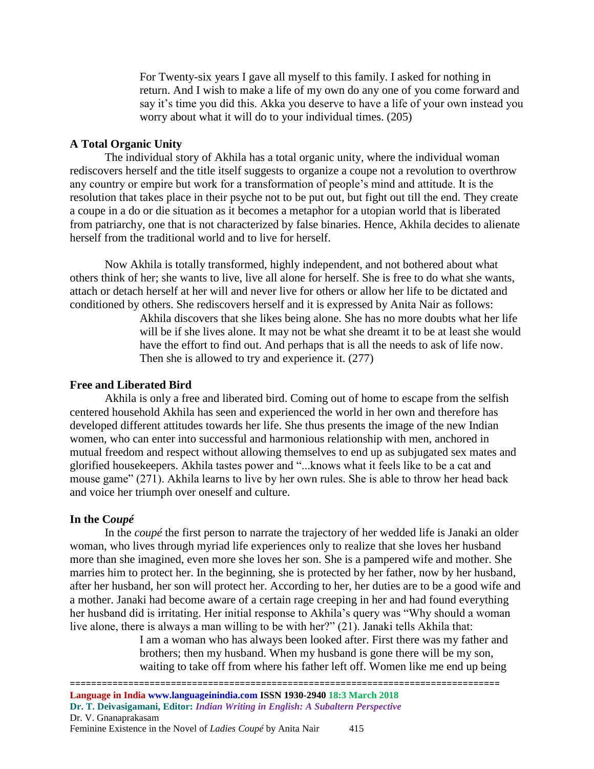> For Twenty-six years I gave all myself to this family. I asked for nothing in return. And I wish to make a life of my own do any one of you come forward and say it's time you did this. Akka you deserve to have a life of your own instead you worry about what it will do to your individual times. (205)

## A Total Organic Unity

The individual story of Akhila has a total organic unity, where the individual woman rediscovers herself and the title itself suggests to organize a coupe not a revolution to overthrow any country or empire but work for a transformation of people's mind and attitude. It is the resolution that takes place in their psyche not to be put out, but fight out till the end. They create a coupe in a do or die situation as it becomes a metaphor for a utopian world that is liberated from patriarchy, one that is not characterized by false binaries. Hence, Akhila decides to alienate herself from the traditional world and to live for herself.

Now Akhila is totally transformed, highly independent, and not bothered about what others think of her; she wants to live, live all alone for herself. She is free to do what she wants, attach or detach herself at her will and never live for others or allow her life to be dictated and conditioned by others. She rediscovers herself and it is expressed by Anita Nair as follows:

> Akhila discovers that she likes being alone. She has no more doubts what her life will be if she lives alone. It may not be what she dreamt it to be at least she would have the effort to find out. And perhaps that is all the needs to ask of life now. Then she is allowed to try and experience it. (277)

## Free and Liberated Bird

Akhila is only a free and liberated bird. Coming out of home to escape from the selfish centered household Akhila has seen and experienced the world in her own and therefore has developed different attitudes towards her life. She thus presents the image of the new Indian women, who can enter into successful and harmonious relationship with men, anchored in mutual freedom and respect without allowing themselves to end up as subjugated sex mates and glorified housekeepers. Akhila tastes power and "...knows what it feels like to be a cat and mouse game" (271). Akhila learns to live by her own rules. She is able to throw her head back and voice her triumph over oneself and culture.

## In the C*oupé*

In the *coupé* the first person to narrate the trajectory of her wedded life is Janaki an older woman, who lives through myriad life experiences only to realize that she loves her husband more than she imagined, even more she loves her son. She is a pampered wife and mother. She marries him to protect her. In the beginning, she is protected by her father, now by her husband, after her husband, her son will protect her. According to her, her duties are to be a good wife and a mother. Janaki had become aware of a certain rage creeping in her and had found everything her husband did is irritating. Her initial response to Akhila's query was "Why should a woman live alone, there is always a man willing to be with her?" (21). Janaki tells Akhila that:

> I am a woman who has always been looked after. First there was my father and brothers; then my husband. When my husband is gone there will be my son, waiting to take off from where his father left off. Women like me end up being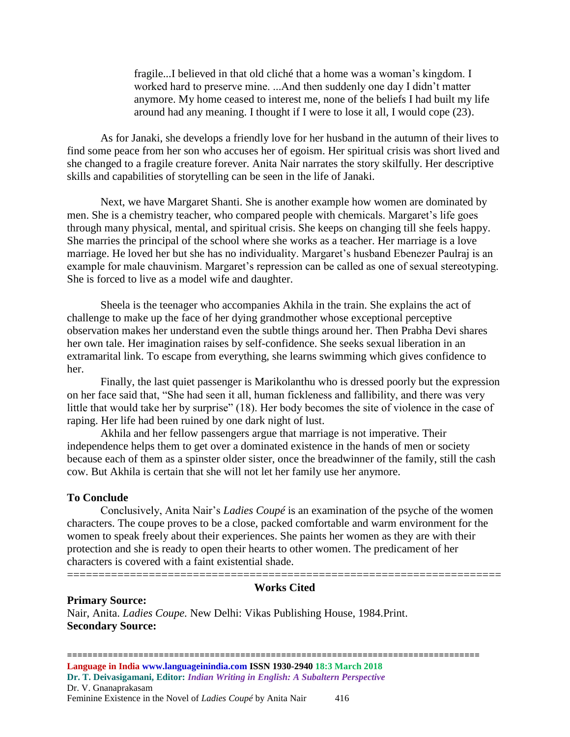> fragile...I believed in that old cliché that a home was a woman's kingdom. I worked hard to preserve mine. ...And then suddenly one day I didn't matter anymore. My home ceased to interest me, none of the beliefs I had built my life around had any meaning. I thought if I were to lose it all, I would cope (23).

As for Janaki, she develops a friendly love for her husband in the autumn of their lives to find some peace from her son who accuses her of egoism. Her spiritual crisis was short lived and she changed to a fragile creature forever. Anita Nair narrates the story skilfully. Her descriptive skills and capabilities of storytelling can be seen in the life of Janaki.

Next, we have Margaret Shanti. She is another example how women are dominated by men. She is a chemistry teacher, who compared people with chemicals. Margaret's life goes through many physical, mental, and spiritual crisis. She keeps on changing till she feels happy. She marries the principal of the school where she works as a teacher. Her marriage is a love marriage. He loved her but she has no individuality. Margaret's husband Ebenezer Paulraj is an example for male chauvinism. Margaret's repression can be called as one of sexual stereotyping. She is forced to live as a model wife and daughter.

Sheela is the teenager who accompanies Akhila in the train. She explains the act of challenge to make up the face of her dying grandmother whose exceptional perceptive observation makes her understand even the subtle things around her. Then Prabha Devi shares her own tale. Her imagination raises by self-confidence. She seeks sexual liberation in an extramarital link. To escape from everything, she learns swimming which gives confidence to her.

Finally, the last quiet passenger is Marikolanthu who is dressed poorly but the expression on her face said that, "She had seen it all, human fickleness and fallibility, and there was very little that would take her by surprise" (18). Her body becomes the site of violence in the case of raping. Her life had been ruined by one dark night of lust.

Akhila and her fellow passengers argue that marriage is not imperative. Their independence helps them to get over a dominated existence in the hands of men or society because each of them as a spinster older sister, once the breadwinner of the family, still the cash cow. But Akhila is certain that she will not let her family use her anymore.

**To Conclude**

Conclusively, Anita Nair's *Ladies Coupé* is an examination of the psyche of the women characters. The coupe proves to be a close, packed comfortable and warm environment for the women to speak freely about their experiences. She paints her women as they are with their protection and she is ready to open their hearts to other women. The predicament of her characters is covered with a faint existential shade.

---

**Works Cited**

**Primary Source:**

Nair, Anita. *Ladies Coupe.* New Delhi: Vikas Publishing House, 1984.Print.

**Secondary Source:**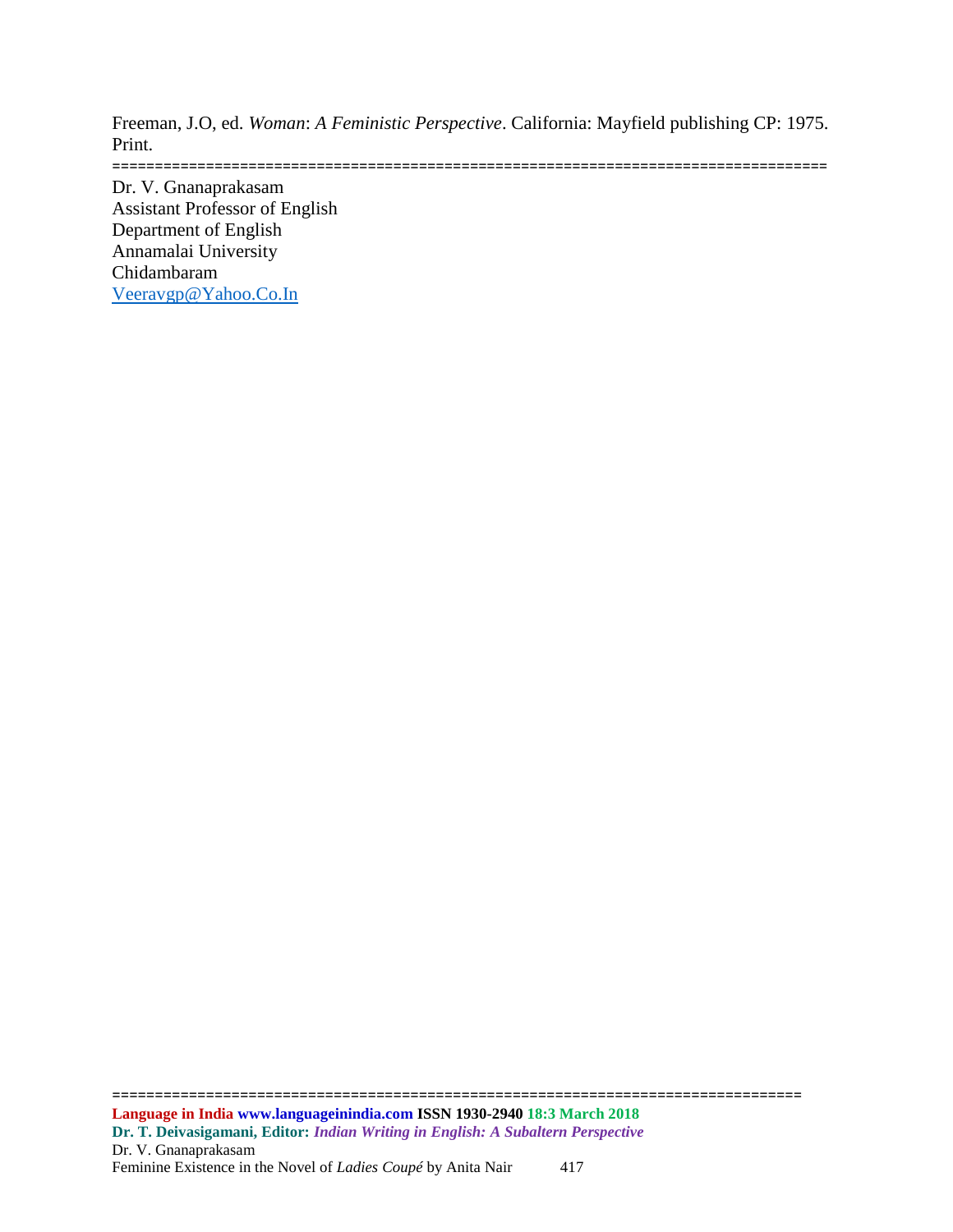Freeman, J.O, ed. *Woman*: *A Feministic Perspective*. California: Mayfield publishing CP: 1975. Print.

================================================================================

Dr. V. Gnanaprakasam
Assistant Professor of English
Department of English
Annamalai University
Chidambaram
Veeravgp@Yahoo.Co.In